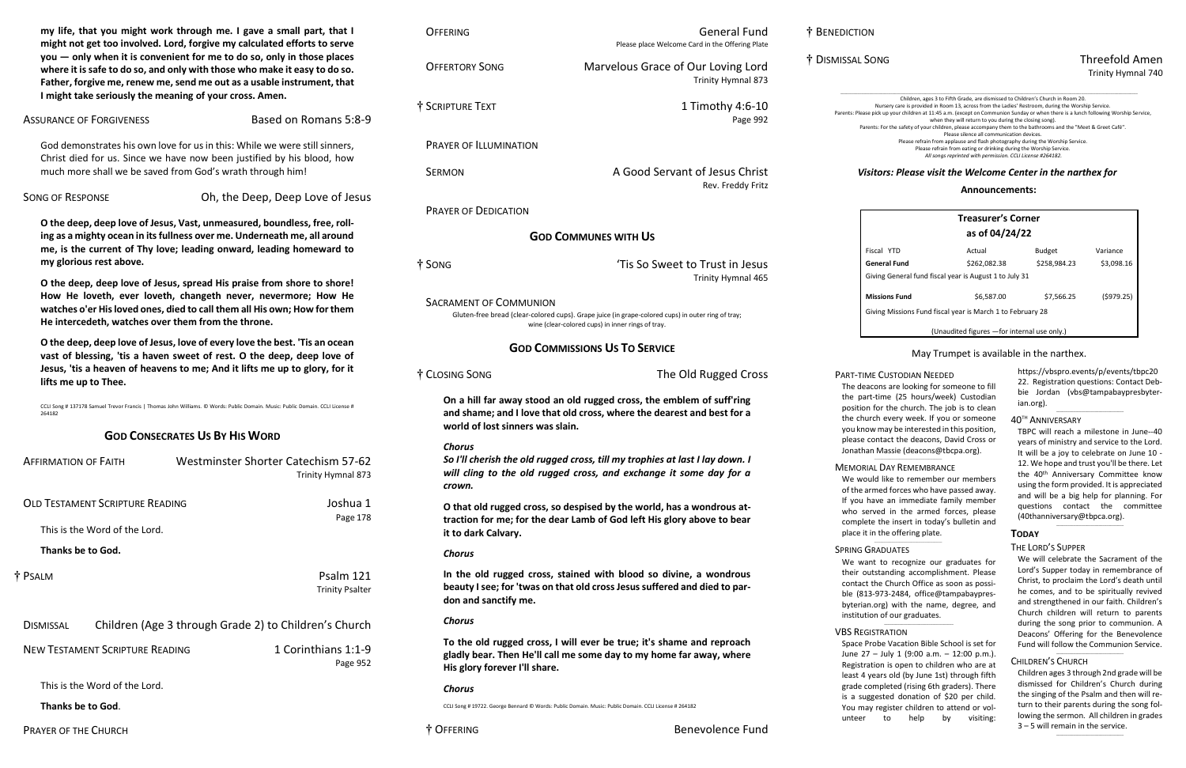**my life, that you might work through me. I gave a small part, that I might not get too involved. Lord, forgive my calculated efforts to serve you — only when it is convenient for me to do so, only in those places where it is safe to do so, and only with those who make it easy to do so. Father, forgive me, renew me, send me out as a usable instrument, that I might take seriously the meaning of your cross. Amen.**

ASSURANCE OF FORGIVENESS — Based on Romans 5:8-9

God demonstrates his own love for us in this: While we were still sinners, Christ died for us. Since we have now been justified by his blood, how much more shall we be saved from God's wrath through him!

SONG OF RESPONSE — Oh, the Deep, Deep Love of Jesus

**O the deep, deep love of Jesus, Vast, unmeasured, boundless, free, rolling as a mighty ocean in its fullness over me. Underneath me, all around me, is the current of Thy love; leading onward, leading homeward to my glorious rest above.**

**O the deep, deep love of Jesus, spread His praise from shore to shore! How He loveth, ever loveth, changeth never, nevermore; How He watches o'er His loved ones, died to call them all His own; How for them He intercedeth, watches over them from the throne.**

**O the deep, deep love of Jesus, love of every love the best. 'Tis an ocean vast of blessing, 'tis a haven sweet of rest. O the deep, deep love of Jesus, 'tis a heaven of heavens to me; And it lifts me up to glory, for it lifts me up to Thee.**

CCLI Song # 137178 Samuel Trevor Francis | Thomas John Williams. © Words: Public Domain. Music: Public Domain. CCLI License # 264182

## GOD CONSECRATES US BY HIS WORD

AFFIRMATION OF FAITH — Westminster Shorter Catechism 57-62, Trinity Hymnal 873

OLD TESTAMENT SCRIPTURE READING — Joshua 1, Page 178

This is the Word of the Lord.

**Thanks be to God.**

† PSALM — Psalm 121, Trinity Psalter

DISMISSAL — Children (Age 3 through Grade 2) to Children's Church

NEW TESTAMENT SCRIPTURE READING — 1 Corinthians 1:1-9, Page 952

This is the Word of the Lord.

**Thanks be to God**.

PRAYER OF THE CHURCH

OFFERING — General Fund

Please place Welcome Card in the Offering Plate

OFFERTORY SONG — Marvelous Grace of Our Loving Lord, Trinity Hymnal 873

† SCRIPTURE TEXT — 1 Timothy 4:6-10, Page 992

PRAYER OF ILLUMINATION

SERMON — A Good Servant of Jesus Christ, Rev. Freddy Fritz

PRAYER OF DEDICATION

## GOD COMMUNES WITH US

† SONG — 'Tis So Sweet to Trust in Jesus, Trinity Hymnal 465

SACRAMENT OF COMMUNION

Gluten-free bread (clear-colored cups). Grape juice (in grape-colored cups) in outer ring of tray; wine (clear-colored cups) in inner rings of tray.

## GOD COMMISSIONS US TO SERVICE

† CLOSING SONG — The Old Rugged Cross

**On a hill far away stood an old rugged cross, the emblem of suff'ring and shame; and I love that old cross, where the dearest and best for a world of lost sinners was slain.**

***Chorus***

***So I'll cherish the old rugged cross, till my trophies at last I lay down. I will cling to the old rugged cross, and exchange it some day for a crown.***

**O that old rugged cross, so despised by the world, has a wondrous attraction for me; for the dear Lamb of God left His glory above to bear it to dark Calvary.**

***Chorus***

**In the old rugged cross, stained with blood so divine, a wondrous beauty I see; for 'twas on that old cross Jesus suffered and died to pardon and sanctify me.**

***Chorus***

**To the old rugged cross, I will ever be true; it's shame and reproach gladly bear. Then He'll call me some day to my home far away, where His glory forever I'll share.**

***Chorus***

CCLI Song # 19722. George Bennard © Words: Public Domain. Music: Public Domain. CCLI License # 264182

† OFFERING — Benevolence Fund

† BENEDICTION

† DISMISSAL SONG — Threefold Amen, Trinity Hymnal 740

Children, ages 3 to Fifth Grade, are dismissed to Children's Church in Room 20.
Nursery care is provided in Room 13, across from the Ladies' Restroom, during the Worship Service.
Parents: Please pick up your children at 11:45 a.m. (except on Communion Sunday or when there is a lunch following Worship Service, when they will return to you during the closing song).
Parents: For the safety of your children, please accompany them to the bathrooms and the "Meet & Greet Café".
Please silence all communication devices.
Please refrain from applause and flash photography during the Worship Service.
Please refrain from eating or drinking during the Worship Service.
*All songs reprinted with permission. CCLI License #264182.*

***Visitors: Please visit the Welcome Center in the narthex for***

**Announcements:**

**Treasurer's Corner**
**as of 04/24/22**

| Fiscal YTD | Actual | Budget | Variance |
|---|---|---|---|
| **General Fund** | $262,082.38 | $258,984.23 | $3,098.16 |
| Giving General fund fiscal year is August 1 to July 31 | | | |
| **Missions Fund** | $6,587.00 | $7,566.25 | ($979.25) |
| Giving Missions Fund fiscal year is March 1 to February 28 | | | |

(Unaudited figures —for internal use only.)

May Trumpet is available in the narthex.

PART-TIME CUSTODIAN NEEDED

The deacons are looking for someone to fill the part-time (25 hours/week) Custodian position for the church. The job is to clean the church every week. If you or someone you know may be interested in this position, please contact the deacons, David Cross or Jonathan Massie (deacons@tbcpa.org).

MEMORIAL DAY REMEMBRANCE

We would like to remember our members of the armed forces who have passed away. If you have an immediate family member who served in the armed forces, please complete the insert in today's bulletin and place it in the offering plate.

SPRING GRADUATES

We want to recognize our graduates for their outstanding accomplishment. Please contact the Church Office as soon as possible (813-973-2484, office@tampabaypresbyterian.org) with the name, degree, and institution of our graduates.

VBS REGISTRATION

Space Probe Vacation Bible School is set for June 27 – July 1 (9:00 a.m. – 12:00 p.m.). Registration is open to children who are at least 4 years old (by June 1st) through fifth grade completed (rising 6th graders). There is a suggested donation of $20 per child. You may register children to attend or volunteer to help by visiting: https://vbspro.events/p/events/tbpc2022. Registration questions: Contact Debbie Jordan (vbs@tampabaypresbyterian.org).

40TH ANNIVERSARY

TBPC will reach a milestone in June--40 years of ministry and service to the Lord. It will be a joy to celebrate on June 10 - 12. We hope and trust you'll be there. Let the 40th Anniversary Committee know using the form provided. It is appreciated and will be a big help for planning. For questions contact the committee (40thanniversary@tbpca.org).

**TODAY**

THE LORD'S SUPPER

We will celebrate the Sacrament of the Lord's Supper today in remembrance of Christ, to proclaim the Lord's death until he comes, and to be spiritually revived and strengthened in our faith. Children's Church children will return to parents during the song prior to communion. A Deacons' Offering for the Benevolence Fund will follow the Communion Service.

CHILDREN'S CHURCH

Children ages 3 through 2nd grade will be dismissed for Children's Church during the singing of the Psalm and then will return to their parents during the song following the sermon. All children in grades 3 – 5 will remain in the service.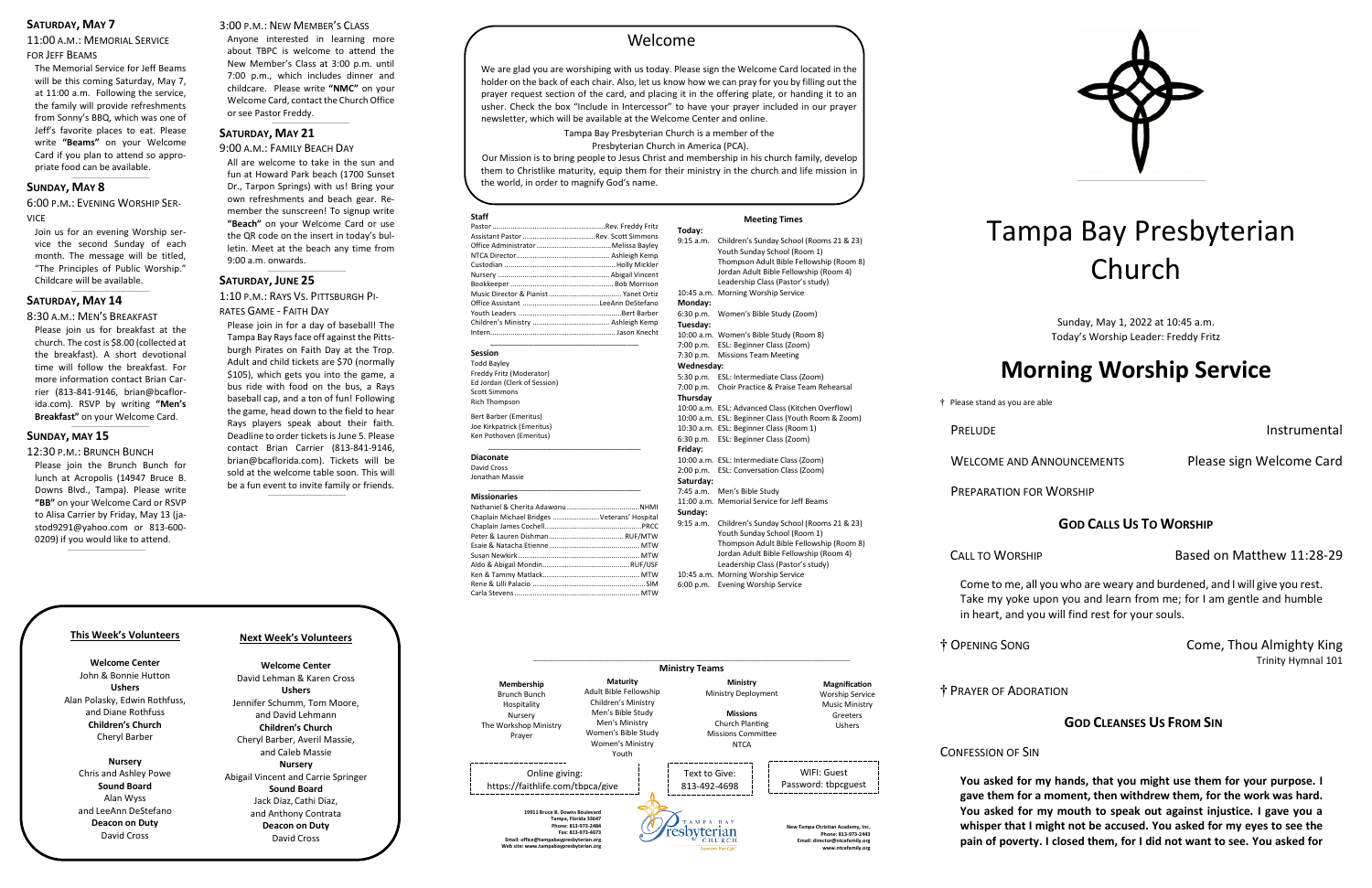## SATURDAY, MAY 7

### 11:00 A.M.: MEMORIAL SERVICE FOR JEFF BEAMS

The Memorial Service for Jeff Beams will be this coming Saturday, May 7, at 11:00 a.m. Following the service, the family will provide refreshments from Sonny's BBQ, which was one of Jeff's favorite places to eat. Please write **"Beams"** on your Welcome Card if you plan to attend so appropriate food can be available.

## SUNDAY, MAY 8

### 6:00 P.M.: EVENING WORSHIP SERVICE

Join us for an evening Worship service the second Sunday of each month. The message will be titled, "The Principles of Public Worship." Childcare will be available.

## SATURDAY, MAY 14

### 8:30 A.M.: MEN'S BREAKFAST

Please join us for breakfast at the church. The cost is $8.00 (collected at the breakfast). A short devotional time will follow the breakfast. For more information contact Brian Carrier (813-841-9146, brian@bcaflorida.com). RSVP by writing **"Men's Breakfast"** on your Welcome Card.

## SUNDAY, MAY 15

### 12:30 P.M.: BRUNCH BUNCH

Please join the Brunch Bunch for lunch at Acropolis (14947 Bruce B. Downs Blvd., Tampa). Please write **"BB"** on your Welcome Card or RSVP to Alisa Carrier by Friday, May 13 (jastod9291@yahoo.com or 813-600-0209) if you would like to attend.

### 3:00 P.M.: NEW MEMBER'S CLASS

Anyone interested in learning more about TBPC is welcome to attend the New Member's Class at 3:00 p.m. until 7:00 p.m., which includes dinner and childcare. Please write **"NMC"** on your Welcome Card, contact the Church Office or see Pastor Freddy.

## SATURDAY, MAY 21

### 9:00 A.M.: FAMILY BEACH DAY

All are welcome to take in the sun and fun at Howard Park beach (1700 Sunset Dr., Tarpon Springs) with us! Bring your own refreshments and beach gear. Remember the sunscreen! To signup write **"Beach"** on your Welcome Card or use the QR code on the insert in today's bulletin. Meet at the beach any time from 9:00 a.m. onwards.

## SATURDAY, JUNE 25

### 1:10 P.M.: RAYS VS. PITTSBURGH PIRATES GAME - FAITH DAY

Please join in for a day of baseball! The Tampa Bay Rays face off against the Pittsburgh Pirates on Faith Day at the Trop. Adult and child tickets are $70 (normally $105), which gets you into the game, a bus ride with food on the bus, a Rays baseball cap, and a ton of fun! Following the game, head down to the field to hear Rays players speak about their faith. Deadline to order tickets is June 5. Please contact Brian Carrier (813-841-9146, brian@bcaflorida.com). Tickets will be sold at the welcome table soon. This will be a fun event to invite family or friends.

### This Week's Volunteers

**Welcome Center**
John & Bonnie Hutton
**Ushers**
Alan Polasky, Edwin Rothfuss, and Diane Rothfuss
**Children's Church**
Cheryl Barber
**Nursery**
Chris and Ashley Powe
**Sound Board**
Alan Wyss and LeeAnn DeStefano
**Deacon on Duty**
David Cross

### Next Week's Volunteers

**Welcome Center**
David Lehman & Karen Cross
**Ushers**
Jennifer Schumm, Tom Moore, and David Lehmann
**Children's Church**
Cheryl Barber, Averil Massie, and Caleb Massie
**Nursery**
Abigail Vincent and Carrie Springer
**Sound Board**
Jack Diaz, Cathi Diaz, and Anthony Contrata
**Deacon on Duty**
David Cross

# Welcome

We are glad you are worshiping with us today. Please sign the Welcome Card located in the holder on the back of each chair. Also, let us know how we can pray for you by filling out the prayer request section of the card, and placing it in the offering plate, or handing it to an usher. Check the box "Include in Intercessor" to have your prayer included in our prayer newsletter, which will be available at the Welcome Center and online.

Tampa Bay Presbyterian Church is a member of the Presbyterian Church in America (PCA).

Our Mission is to bring people to Jesus Christ and membership in his church family, develop them to Christlike maturity, equip them for their ministry in the church and life mission in the world, in order to magnify God's name.

### Staff

| | |
|---|---|
| Pastor | Rev. Freddy Fritz |
| Assistant Pastor | Rev. Scott Simmons |
| Office Administrator | Melissa Bayley |
| NTCA Director | Ashleigh Kemp |
| Custodian | Holly Mickler |
| Nursery | Abigail Vincent |
| Bookkeeper | Bob Morrison |
| Music Director & Pianist | Yanet Ortiz |
| Office Assistant | LeeAnn DeStefano |
| Youth Leaders | Bert Barber |
| Children's Ministry | Ashleigh Kemp |
| Intern | Jason Knecht |

### Session

Todd Bayley
Freddy Fritz (Moderator)
Ed Jordan (Clerk of Session)
Scott Simmons
Rich Thompson

Bert Barber (Emeritus)
Joe Kirkpatrick (Emeritus)
Ken Pothoven (Emeritus)

### Diaconate

David Cross
Jonathan Massie

### Missionaries

| | |
|---|---|
| Nathaniel & Cherita Adawonu | NHMI |
| Chaplain Michael Bridges | Veterans' Hospital |
| Chaplain James Cochell | PRCC |
| Peter & Lauren Dishman | RUF/MTW |
| Esaie & Natacha Etienne | MTW |
| Susan Newkirk | MTW |
| Aldo & Abigail Mondin | RUF/USF |
| Ken & Tammy Matlack | MTW |
| Rene & Lilli Palacio | SIM |
| Carla Stevens | MTW |

### Meeting Times

**Today:**
9:15 a.m. Children's Sunday School (Rooms 21 & 23)
Youth Sunday School (Room 1)
Thompson Adult Bible Fellowship (Room 8)
Jordan Adult Bible Fellowship (Room 4)
Leadership Class (Pastor's study)
10:45 a.m. Morning Worship Service

**Monday:**
6:30 p.m. Women's Bible Study (Zoom)

**Tuesday:**
10:00 a.m. Women's Bible Study (Room 8)
7:00 p.m. ESL: Beginner Class (Zoom)
7:30 p.m. Missions Team Meeting

**Wednesday:**
5:30 p.m. ESL: Intermediate Class (Zoom)
7:00 p.m. Choir Practice & Praise Team Rehearsal

**Thursday**
10:00 a.m. ESL: Advanced Class (Kitchen Overflow)
10:00 a.m. ESL: Beginner Class (Youth Room & Zoom)
10:30 a.m. ESL: Beginner Class (Room 1)
6:30 p.m. ESL: Beginner Class (Zoom)

**Friday:**
10:00 a.m. ESL: Intermediate Class (Zoom)
2:00 p.m. ESL: Conversation Class (Zoom)

**Saturday:**
7:45 a.m. Men's Bible Study
11:00 a.m. Memorial Service for Jeff Beams

**Sunday:**
9:15 a.m. Children's Sunday School (Rooms 21 & 23)
Youth Sunday School (Room 1)
Thompson Adult Bible Fellowship (Room 8)
Jordan Adult Bible Fellowship (Room 4)
Leadership Class (Pastor's study)
10:45 a.m. Morning Worship Service
6:00 p.m. Evening Worship Service

### Ministry Teams

| Membership | Maturity | Ministry | Magnification |
|---|---|---|---|
| Brunch Bunch | Adult Bible Fellowship | Ministry Deployment | Worship Service |
| Hospitality | Children's Ministry | | Music Ministry |
| Nursery | Men's Bible Study | **Missions** | Greeters |
| The Workshop Ministry | Men's Ministry | Church Planting | Ushers |
| Prayer | Women's Bible Study | Missions Committee | |
| | Women's Ministry | NTCA | |
| | Youth | | |

Online giving: https://faithlife.com/tbpca/give

Text to Give: 813-492-4698

WIFI: Guest Password: tbpcguest

19911 Bruce B. Downs Boulevard
Tampa, Florida 33647
Phone: 813-973-2484
Fax: 813-973-4673
Email: office@tampabaypresbyterian.org
Web site: www.tampabaypresbyterian.org

New Tampa Christian Academy, Inc.
Phone: 813-973-2443
Email: director@ntcafamily.org
www.ntcafamily.org

# Tampa Bay Presbyterian Church

Sunday, May 1, 2022 at 10:45 a.m.
Today's Worship Leader: Freddy Fritz

# Morning Worship Service

† Please stand as you are able

PRELUDE — Instrumental

WELCOME AND ANNOUNCEMENTS — Please sign Welcome Card

PREPARATION FOR WORSHIP

## GOD CALLS US TO WORSHIP

CALL TO WORSHIP — Based on Matthew 11:28-29

Come to me, all you who are weary and burdened, and I will give you rest. Take my yoke upon you and learn from me; for I am gentle and humble in heart, and you will find rest for your souls.

† OPENING SONG — Come, Thou Almighty King
Trinity Hymnal 101

† PRAYER OF ADORATION

## GOD CLEANSES US FROM SIN

CONFESSION OF SIN

**You asked for my hands, that you might use them for your purpose. I gave them for a moment, then withdrew them, for the work was hard. You asked for my mouth to speak out against injustice. I gave you a whisper that I might not be accused. You asked for my eyes to see the pain of poverty. I closed them, for I did not want to see. You asked for**